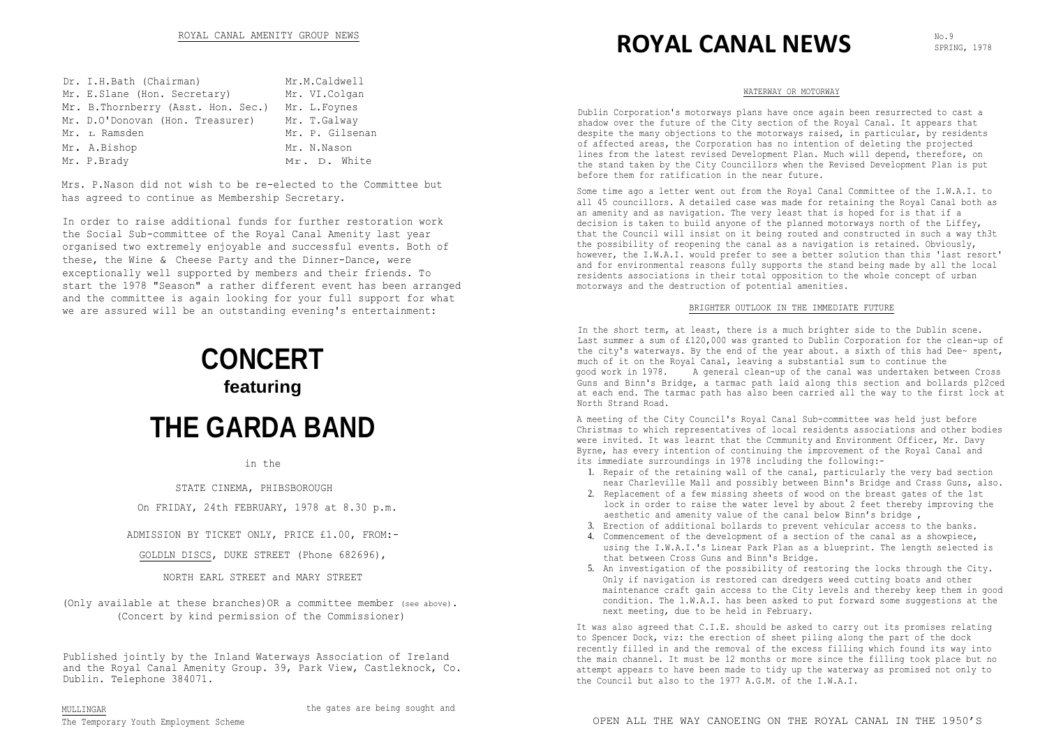ROYAL CANAL AMENITY GROUP NEWS

| | |
|---|---|
| Dr. I.H.Bath (Chairman) | Mr.M.Caldwell |
| Mr. E.Slane (Hon. Secretary) | Mr. VI.Colgan |
| Mr. B.Thornberry (Asst. Hon. Sec.) | Mr. L.Foynes |
| Mr. D.O'Donovan (Hon. Treasurer) | Mr. T.Galway |
| Mr. L Ramsden | Mr. P. Gilsenan |
| Mr. A.Bishop | Mr. N.Nason |
| Mr. P.Brady | Mr. D. White |

Mrs. P.Nason did not wish to be re-elected to the Committee but has agreed to continue as Membership Secretary.

In order to raise additional funds for further restoration work the Social Sub-committee of the Royal Canal Amenity last year organised two extremely enjoyable and successful events. Both of these, the Wine & Cheese Party and the Dinner-Dance, were exceptionally well supported by members and their friends. To start the 1978 "Season" a rather different event has been arranged and the committee is again looking for your full support for what we are assured will be an outstanding evening's entertainment:

# CONCERT

**featuring**

# THE GARDA BAND

in the

STATE CINEMA, PHIBSBOROUGH

On FRIDAY, 24th FEBRUARY, 1978 at 8.30 p.m.

ADMISSION BY TICKET ONLY, PRICE £1.00, FROM:-

GOLDLN DISCS, DUKE STREET (Phone 682696),

NORTH EARL STREET and MARY STREET

(Only available at these branches)OR a committee member (see above).
(Concert by kind permission of the Commissioner)

Published jointly by the Inland Waterways Association of Ireland and the Royal Canal Amenity Group. 39, Park View, Castleknock, Co. Dublin. Telephone 384071.

MULLINGAR

The Temporary Youth Employment Scheme

the gates are being sought and

# ROYAL CANAL NEWS

No.9
SPRING, 1978

## WATERWAY OR MOTORWAY

Dublin Corporation's motorways plans have once again been resurrected to cast a shadow over the future of the City section of the Royal Canal. It appears that despite the many objections to the motorways raised, in particular, by residents of affected areas, the Corporation has no intention of deleting the projected lines from the latest revised Development Plan. Much will depend, therefore, on the stand taken by the City Councillors when the Revised Development Plan is put before them for ratification in the near future.

Some time ago a letter went out from the Royal Canal Committee of the I.W.A.I. to all 45 councillors. A detailed case was made for retaining the Royal Canal both as an amenity and as navigation. The very least that is hoped for is that if a decision is taken to build anyone of the planned motorways north of the Liffey, that the Council will insist on it being routed and constructed in such a way th3t the possibility of reopening the canal as a navigation is retained. Obviously, however, the I.W.A.I. would prefer to see a better solution than this 'last resort' and for environmental reasons fully supports the stand being made by all the local residents associations in their total opposition to the whole concept of urban motorways and the destruction of potential amenities.

## BRIGHTER OUTLOOK IN THE IMMEDIATE FUTURE

In the short term, at least, there is a much brighter side to the Dublin scene. Last summer a sum of £120,000 was granted to Dublin Corporation for the clean-up of the city's waterways. By the end of the year about. a sixth of this had Dee~ spent, much of it on the Royal Canal, leaving a substantial sum to continue the good work in 1978. A general clean-up of the canal was undertaken between Cross Guns and Binn's Bridge, a tarmac path laid along this section and bollards pl2ced at each end. The tarmac path has also been carried all the way to the first lock at North Strand Road.

A meeting of the City Council's Royal Canal Sub-committee was held just before Christmas to which representatives of local residents associations and other bodies were invited. It was learnt that the Cmmmunity and Environment Officer, Mr. Davy Byrne, has every intention of continuing the improvement of the Royal Canal and its immediate surroundings in 1978 including the following:-

1. Repair of the retaining wall of the canal, particularly the very bad section near Charleville Mall and possibly between Binn's Bridge and Crass Guns, also.
2. Replacement of a few missing sheets of wood on the breast gates of the 1st lock in order to raise the water level by about 2 feet thereby improving the aesthetic and amenity value of the canal below Binn's bridge ,
3. Erection of additional bollards to prevent vehicular access to the banks.
4. Commencement of the development of a section of the canal as a showpiece, using the I.W.A.I.'s Linear Park Plan as a blueprint. The length selected is that between Cross Guns and Binn's Bridge.
5. An investigation of the possibility of restoring the locks through the City. Only if navigation is restored can dredgers weed cutting boats and other maintenance craft gain access to the City levels and thereby keep them in good condition. The l.W.A.I. has been asked to put forward some suggestions at the next meeting, due to be held in February.

It was also agreed that C.I.E. should be asked to carry out its promises relating to Spencer Dock, viz: the erection of sheet piling along the part of the dock recently filled in and the removal of the excess filling which found its way into the main channel. It must be 12 months or more since the filling took place but no attempt appears to have been made to tidy up the waterway as promised not only to the Council but also to the 1977 A.G.M. of the I.W.A.I.

OPEN ALL THE WAY CANOEING ON THE ROYAL CANAL IN THE 1950'S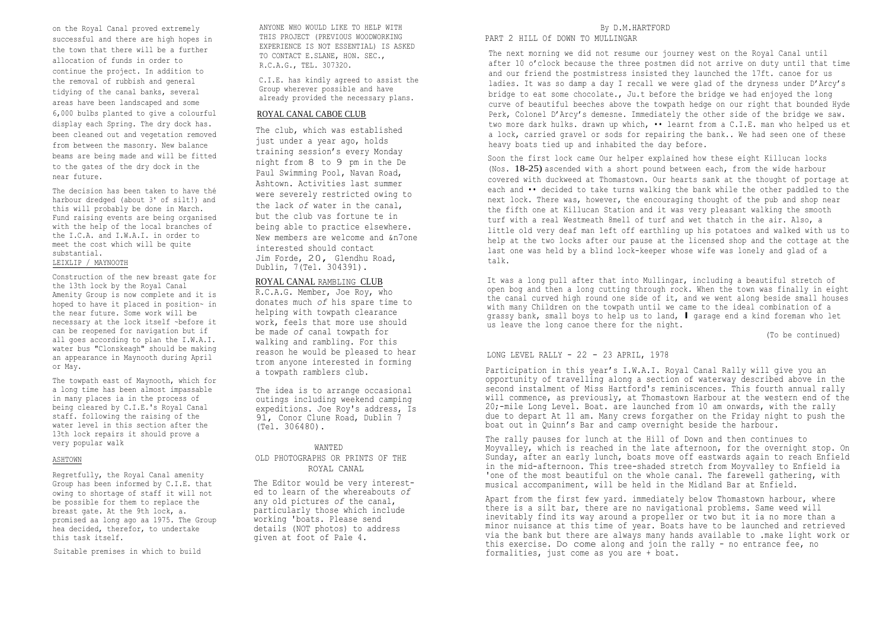on the Royal Canal proved extremely successful and there are high hopes in the town that there will be a further allocation of funds in order to continue the project. In addition to the removal of rubbish and general tidying of the canal banks, several areas have been landscaped and some 6,000 bulbs planted to give a colourful display each Spring. The dry dock has. been cleaned out and vegetation removed from between the masonry. New balance beams are being made and will be fitted to the gates of the dry dock in the near future.

The decision has been taken to have thé harbour dredged (about 3' of silt!) and this will probably be done in March. Fund raising events are being organised with the help of the local branches of the I.C.A. and I.W.A.I. in order to meet the cost which will be quite substantial.

## LEIXLIP / MAYNOOTH

Construction of the new breast gate for the 13th lock by the Royal Canal Amenity Group is now complete and it is hoped to have it placed in position~ in the near future. Some work will be necessary at the lock itself ~before it can be reopened for navigation but if all goes according to plan the I.W.A.I. water bus "Clonskeagh" should be making an appearance in Maynooth during April or May.

The towpath east of Maynooth, which for a long time has been almost impassable in many places ia in the process of being cleared by C.I.E.'s Royal Canal staff. following the raising of the water level in this section after the 13th lock repairs it should prove a very popular walk

## ASHTOWN

Regretfully, the Royal Canal amenity Group has been informed by C.I.E. that owing to shortage of staff it will not be possible for them to replace the breast gate. At the 9th lock, a. promised aa long ago aa 1975. The Group hea decided, therefor, to undertake this task itself.

Suitable premises in which to build

ANYONE WHO WOULD LIKE TO HELP WITH THIS PROJECT (PREVIOUS WOODWORKING EXPERIENCE IS NOT ESSENTIAL) IS ASKED TO CONTACT E.SLANE, HON. SEC., R.C.A.G., TEL. 307320.

C.I.E. has kindly agreed to assist the Group wherever possible and have already provided the necessary plans.

## ROYAL CANAL CABOE CLUB

The club, which was established just under a year ago, holds training session's every Monday night from 8 to 9 pm in the De Paul Swimming Pool, Navan Road, Ashtown. Activities last summer were severely restricted owing to the lack *of* water in the canal, but the club vas fortune te in being able to practice elsewhere. New members are welcome and &n7one interested should contact Jim Forde, 20, Glendhu Road, Dublin, 7(Tel. 304391).

## ROYAL CANAL RAMBLING CLUB

R.C.A.G. Member, Joe Roy, who donates much *of* his spare time to helping with towpath clearance work, feels that more use should be made *of* canal towpath for walking and rambling. For this reason he would be pleased to hear trom anyone interested in forming a towpath ramblers club.

The idea is to arrange occasional outings including weekend camping expeditions. Joe Roy's address, Is 91, Conor Clune Road, Dublin 7 (Tel. 306480).

## WANTED
## OLD PHOTOGRAPHS OR PRINTS OF THE ROYAL CANAL

The Editor would be very interested to learn of the whereabouts *of* any old pictures *of* the canal, particularly those which include working 'boats. Please send details (NOT photos) to address given at foot of Pale 4.

By D.M.HARTFORD

## PART 2 HILL Of DOWN TO MULLINGAR

The next morning we did not resume our journey west on the Royal Canal until after 10 o'clock because the three postmen did not arrive on duty until that time and our friend the postmistress insisted they launched the 17ft. canoe for us ladies. It was so damp a day I recall we were glad of the dryness under D'Arcy's bridge to eat some chocolate., Ju.t before the bridge we had enjoyed the long curve of beautiful beeches above the towpath hedge on our right that bounded Hyde Perk, Colonel D'Arcy's demesne. Immediately the other side of the bridge we saw. two more dark hulks. drawn up which, •• learnt from a C.I.E. man who helped us et a lock, carried gravel or sods for repairing the bank.. We had seen one of these heavy boats tied up and inhabited the day before.

Soon the first lock came Our helper explained how these eight Killucan locks (Nos. 18-25) ascended with a short pound between each, from the wide harbour covered with duckweed at Thomastown. Our hearts sank at the thought of portage at each and •• decided to take turns walking the bank while the other paddled to the next lock. There was, however, the encouraging thought of the pub and shop near the fifth one at Killucan Station and it was very pleasant walking the smooth turf with a real Westmeath 8mell of turf and wet thatch in the air. Also, a little old very deaf man left off earthling up his potatoes and walked with us to help at the two locks after our pause at the licensed shop and the cottage at the last one was held by a blind lock-keeper whose wife was lonely and glad of a talk.

It was a long pull after that into Mullingar, including a beautiful stretch of open bog and then a long cutting through rock. When the town was finally in eight the canal curved high round one side of it, and we went along beside small houses with many Children on the towpath until we came to the ideal combination of a grassy bank, small boys to help us to land, I garage end a kind foreman who let us leave the long canoe there for the night.

(To be continued)

## LONG LEVEL RALLY - 22 - 23 APRIL, 1978

Participation in this year's I.W.A.I. Royal Canal Rally will give you an opportunity of travelling along a section of waterway described above in the second instalment of Miss Hartford's reminiscences. This fourth annual rally will commence, as previously, at Thomastown Harbour at the western end of the 20;-mile Long Level. Boat. are launched from 10 am onwards, with the rally due to depart At 11 am. Many crews forgather on the Friday night to push the boat out in Quinn's Bar and camp overnight beside the harbour.

The rally pauses for lunch at the Hill of Down and then continues to Moyvalley, which is reached in the late afternoon, for the overnight stop. On Sunday, after an early lunch, boats move off eastwards again to reach Enfield in the mid-afternoon. This tree-shaded stretch from Moyvalley to Enfield ia 'one of the most beautiful on the whole canal. The farewell gathering, with musical accompaniment, will be held in the Midland Bar at Enfield.

Apart from the first few yard. immediately below Thomastown harbour, where there is a silt bar, there are no navigational problems. Same weed will inevitably find its way around a propeller or two but it ia no more than a minor nuisance at this time of year. Boats have to be launched and retrieved via the bank but there are always many hands available to .make light work or this exercise. Do come along and join the rally - no entrance fee, no formalities, just come as you are + boat.